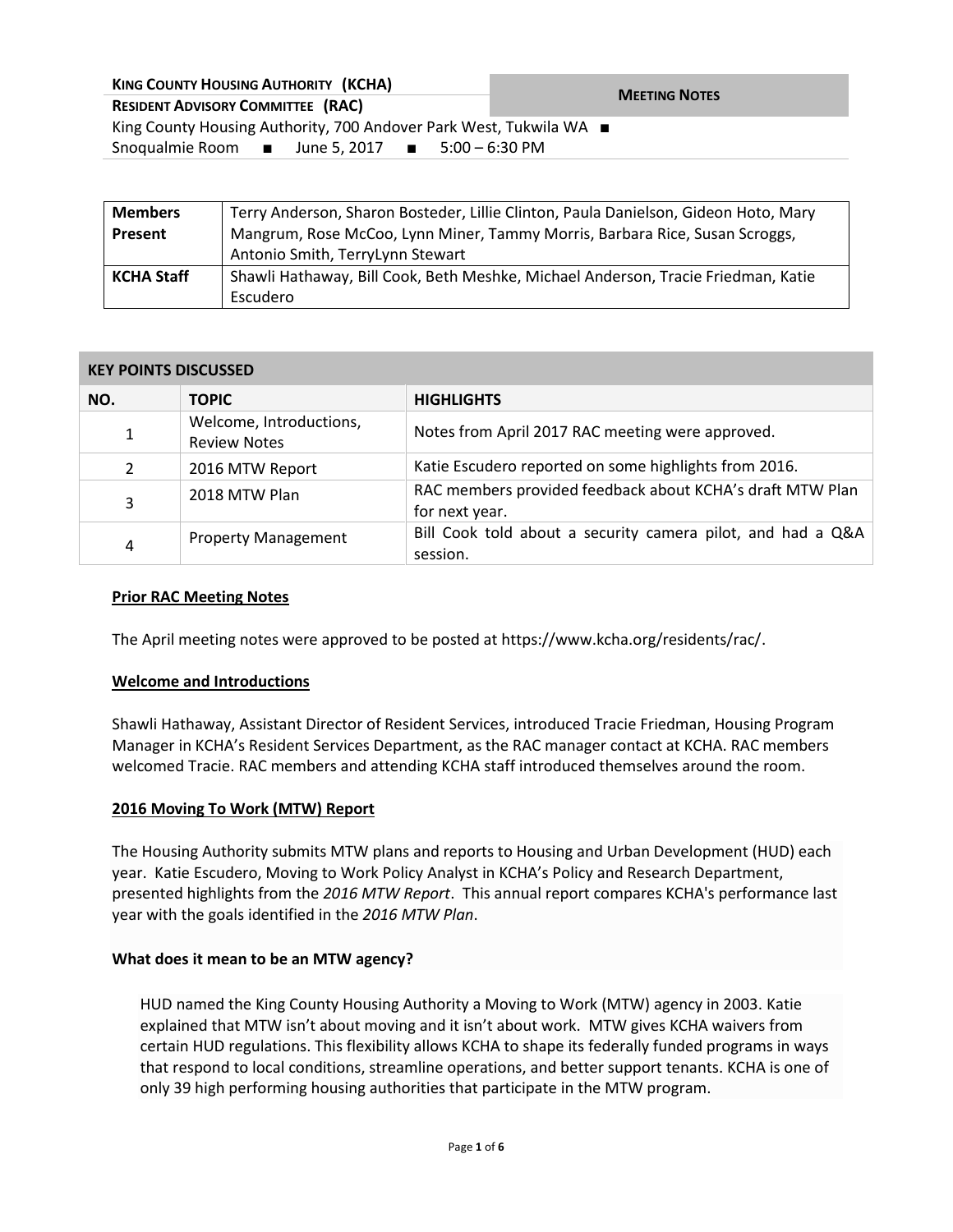**KING COUNTY HOUSING AUTHORITY (KCHA)**

**RESIDENT ADVISORY COMMITTEE (RAC)**

**MEETING NOTES**

King County Housing Authority, 700 Andover Park West, Tukwila WA ■
Snoqualmie Room ■ June 5, 2017 ■ 5:00 – 6:30 PM

| | |
|---|---|
| **Members Present** | Terry Anderson, Sharon Bosteder, Lillie Clinton, Paula Danielson, Gideon Hoto, Mary Mangrum, Rose McCoo, Lynn Miner, Tammy Morris, Barbara Rice, Susan Scroggs, Antonio Smith, TerryLynn Stewart |
| **KCHA Staff** | Shawli Hathaway, Bill Cook, Beth Meshke, Michael Anderson, Tracie Friedman, Katie Escudero |

**KEY POINTS DISCUSSED**

| NO. | TOPIC | HIGHLIGHTS |
|---|---|---|
| 1 | Welcome, Introductions, Review Notes | Notes from April 2017 RAC meeting were approved. |
| 2 | 2016 MTW Report | Katie Escudero reported on some highlights from 2016. |
| 3 | 2018 MTW Plan | RAC members provided feedback about KCHA's draft MTW Plan for next year. |
| 4 | Property Management | Bill Cook told about a security camera pilot, and had a Q&A session. |

**Prior RAC Meeting Notes**

The April meeting notes were approved to be posted at https://www.kcha.org/residents/rac/.

**Welcome and Introductions**

Shawli Hathaway, Assistant Director of Resident Services, introduced Tracie Friedman, Housing Program Manager in KCHA's Resident Services Department, as the RAC manager contact at KCHA. RAC members welcomed Tracie. RAC members and attending KCHA staff introduced themselves around the room.

**2016 Moving To Work (MTW) Report**

The Housing Authority submits MTW plans and reports to Housing and Urban Development (HUD) each year. Katie Escudero, Moving to Work Policy Analyst in KCHA's Policy and Research Department, presented highlights from the *2016 MTW Report*. This annual report compares KCHA's performance last year with the goals identified in the *2016 MTW Plan*.

**What does it mean to be an MTW agency?**

HUD named the King County Housing Authority a Moving to Work (MTW) agency in 2003. Katie explained that MTW isn't about moving and it isn't about work. MTW gives KCHA waivers from certain HUD regulations. This flexibility allows KCHA to shape its federally funded programs in ways that respond to local conditions, streamline operations, and better support tenants. KCHA is one of only 39 high performing housing authorities that participate in the MTW program.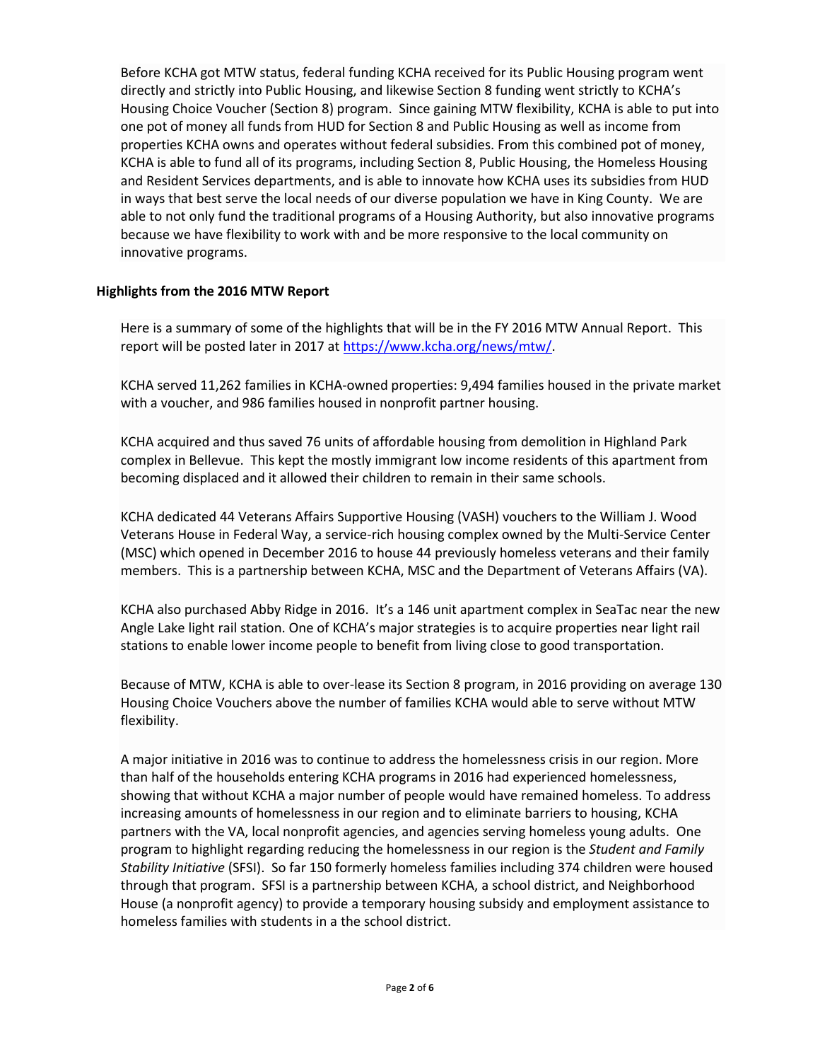Before KCHA got MTW status, federal funding KCHA received for its Public Housing program went directly and strictly into Public Housing, and likewise Section 8 funding went strictly to KCHA's Housing Choice Voucher (Section 8) program. Since gaining MTW flexibility, KCHA is able to put into one pot of money all funds from HUD for Section 8 and Public Housing as well as income from properties KCHA owns and operates without federal subsidies. From this combined pot of money, KCHA is able to fund all of its programs, including Section 8, Public Housing, the Homeless Housing and Resident Services departments, and is able to innovate how KCHA uses its subsidies from HUD in ways that best serve the local needs of our diverse population we have in King County. We are able to not only fund the traditional programs of a Housing Authority, but also innovative programs because we have flexibility to work with and be more responsive to the local community on innovative programs.

**Highlights from the 2016 MTW Report**

Here is a summary of some of the highlights that will be in the FY 2016 MTW Annual Report. This report will be posted later in 2017 at [https://www.kcha.org/news/mtw/](https://www.kcha.org/news/mtw/).

KCHA served 11,262 families in KCHA-owned properties: 9,494 families housed in the private market with a voucher, and 986 families housed in nonprofit partner housing.

KCHA acquired and thus saved 76 units of affordable housing from demolition in Highland Park complex in Bellevue. This kept the mostly immigrant low income residents of this apartment from becoming displaced and it allowed their children to remain in their same schools.

KCHA dedicated 44 Veterans Affairs Supportive Housing (VASH) vouchers to the William J. Wood Veterans House in Federal Way, a service-rich housing complex owned by the Multi-Service Center (MSC) which opened in December 2016 to house 44 previously homeless veterans and their family members. This is a partnership between KCHA, MSC and the Department of Veterans Affairs (VA).

KCHA also purchased Abby Ridge in 2016. It's a 146 unit apartment complex in SeaTac near the new Angle Lake light rail station. One of KCHA's major strategies is to acquire properties near light rail stations to enable lower income people to benefit from living close to good transportation.

Because of MTW, KCHA is able to over-lease its Section 8 program, in 2016 providing on average 130 Housing Choice Vouchers above the number of families KCHA would able to serve without MTW flexibility.

A major initiative in 2016 was to continue to address the homelessness crisis in our region. More than half of the households entering KCHA programs in 2016 had experienced homelessness, showing that without KCHA a major number of people would have remained homeless. To address increasing amounts of homelessness in our region and to eliminate barriers to housing, KCHA partners with the VA, local nonprofit agencies, and agencies serving homeless young adults. One program to highlight regarding reducing the homelessness in our region is the *Student and Family Stability Initiative* (SFSI). So far 150 formerly homeless families including 374 children were housed through that program. SFSI is a partnership between KCHA, a school district, and Neighborhood House (a nonprofit agency) to provide a temporary housing subsidy and employment assistance to homeless families with students in a the school district.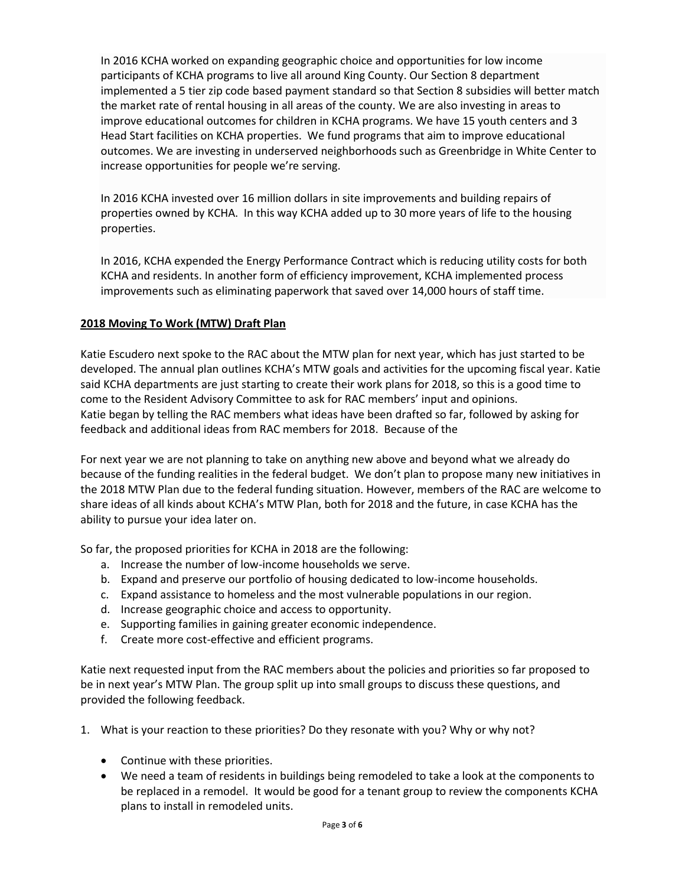In 2016 KCHA worked on expanding geographic choice and opportunities for low income participants of KCHA programs to live all around King County. Our Section 8 department implemented a 5 tier zip code based payment standard so that Section 8 subsidies will better match the market rate of rental housing in all areas of the county. We are also investing in areas to improve educational outcomes for children in KCHA programs. We have 15 youth centers and 3 Head Start facilities on KCHA properties. We fund programs that aim to improve educational outcomes. We are investing in underserved neighborhoods such as Greenbridge in White Center to increase opportunities for people we're serving.

In 2016 KCHA invested over 16 million dollars in site improvements and building repairs of properties owned by KCHA. In this way KCHA added up to 30 more years of life to the housing properties.

In 2016, KCHA expended the Energy Performance Contract which is reducing utility costs for both KCHA and residents. In another form of efficiency improvement, KCHA implemented process improvements such as eliminating paperwork that saved over 14,000 hours of staff time.

**2018 Moving To Work (MTW) Draft Plan**

Katie Escudero next spoke to the RAC about the MTW plan for next year, which has just started to be developed. The annual plan outlines KCHA's MTW goals and activities for the upcoming fiscal year. Katie said KCHA departments are just starting to create their work plans for 2018, so this is a good time to come to the Resident Advisory Committee to ask for RAC members' input and opinions.
Katie began by telling the RAC members what ideas have been drafted so far, followed by asking for feedback and additional ideas from RAC members for 2018. Because of the

For next year we are not planning to take on anything new above and beyond what we already do because of the funding realities in the federal budget. We don't plan to propose many new initiatives in the 2018 MTW Plan due to the federal funding situation. However, members of the RAC are welcome to share ideas of all kinds about KCHA's MTW Plan, both for 2018 and the future, in case KCHA has the ability to pursue your idea later on.

So far, the proposed priorities for KCHA in 2018 are the following:

a. Increase the number of low-income households we serve.
b. Expand and preserve our portfolio of housing dedicated to low-income households.
c. Expand assistance to homeless and the most vulnerable populations in our region.
d. Increase geographic choice and access to opportunity.
e. Supporting families in gaining greater economic independence.
f. Create more cost-effective and efficient programs.

Katie next requested input from the RAC members about the policies and priorities so far proposed to be in next year's MTW Plan. The group split up into small groups to discuss these questions, and provided the following feedback.

1. What is your reaction to these priorities? Do they resonate with you? Why or why not?

   - Continue with these priorities.
   - We need a team of residents in buildings being remodeled to take a look at the components to be replaced in a remodel. It would be good for a tenant group to review the components KCHA plans to install in remodeled units.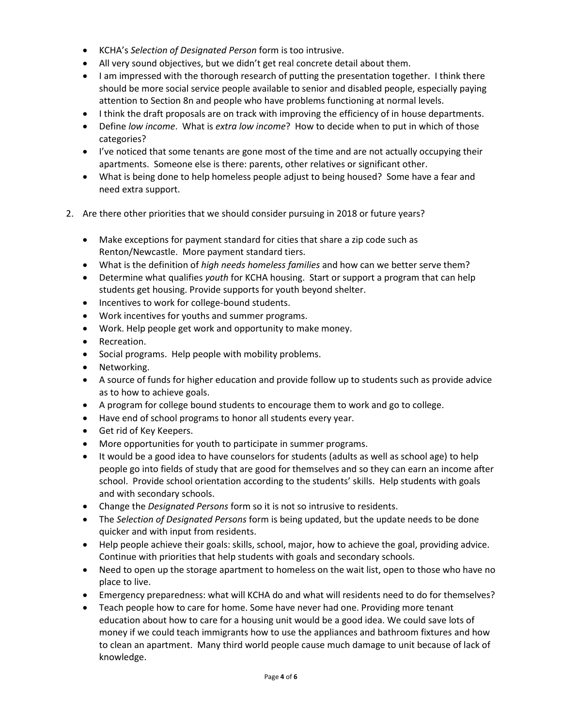- KCHA's *Selection of Designated Person* form is too intrusive.
- All very sound objectives, but we didn't get real concrete detail about them.
- I am impressed with the thorough research of putting the presentation together. I think there should be more social service people available to senior and disabled people, especially paying attention to Section 8n and people who have problems functioning at normal levels.
- I think the draft proposals are on track with improving the efficiency of in house departments.
- Define *low income*. What is *extra low income*? How to decide when to put in which of those categories?
- I've noticed that some tenants are gone most of the time and are not actually occupying their apartments. Someone else is there: parents, other relatives or significant other.
- What is being done to help homeless people adjust to being housed? Some have a fear and need extra support.

2. Are there other priorities that we should consider pursuing in 2018 or future years?

   - Make exceptions for payment standard for cities that share a zip code such as Renton/Newcastle. More payment standard tiers.
   - What is the definition of *high needs homeless families* and how can we better serve them?
   - Determine what qualifies *youth* for KCHA housing. Start or support a program that can help students get housing. Provide supports for youth beyond shelter.
   - Incentives to work for college-bound students.
   - Work incentives for youths and summer programs.
   - Work. Help people get work and opportunity to make money.
   - Recreation.
   - Social programs. Help people with mobility problems.
   - Networking.
   - A source of funds for higher education and provide follow up to students such as provide advice as to how to achieve goals.
   - A program for college bound students to encourage them to work and go to college.
   - Have end of school programs to honor all students every year.
   - Get rid of Key Keepers.
   - More opportunities for youth to participate in summer programs.
   - It would be a good idea to have counselors for students (adults as well as school age) to help people go into fields of study that are good for themselves and so they can earn an income after school. Provide school orientation according to the students' skills. Help students with goals and with secondary schools.
   - Change the *Designated Persons* form so it is not so intrusive to residents.
   - The *Selection of Designated Persons* form is being updated, but the update needs to be done quicker and with input from residents.
   - Help people achieve their goals: skills, school, major, how to achieve the goal, providing advice. Continue with priorities that help students with goals and secondary schools.
   - Need to open up the storage apartment to homeless on the wait list, open to those who have no place to live.
   - Emergency preparedness: what will KCHA do and what will residents need to do for themselves?
   - Teach people how to care for home. Some have never had one. Providing more tenant education about how to care for a housing unit would be a good idea. We could save lots of money if we could teach immigrants how to use the appliances and bathroom fixtures and how to clean an apartment. Many third world people cause much damage to unit because of lack of knowledge.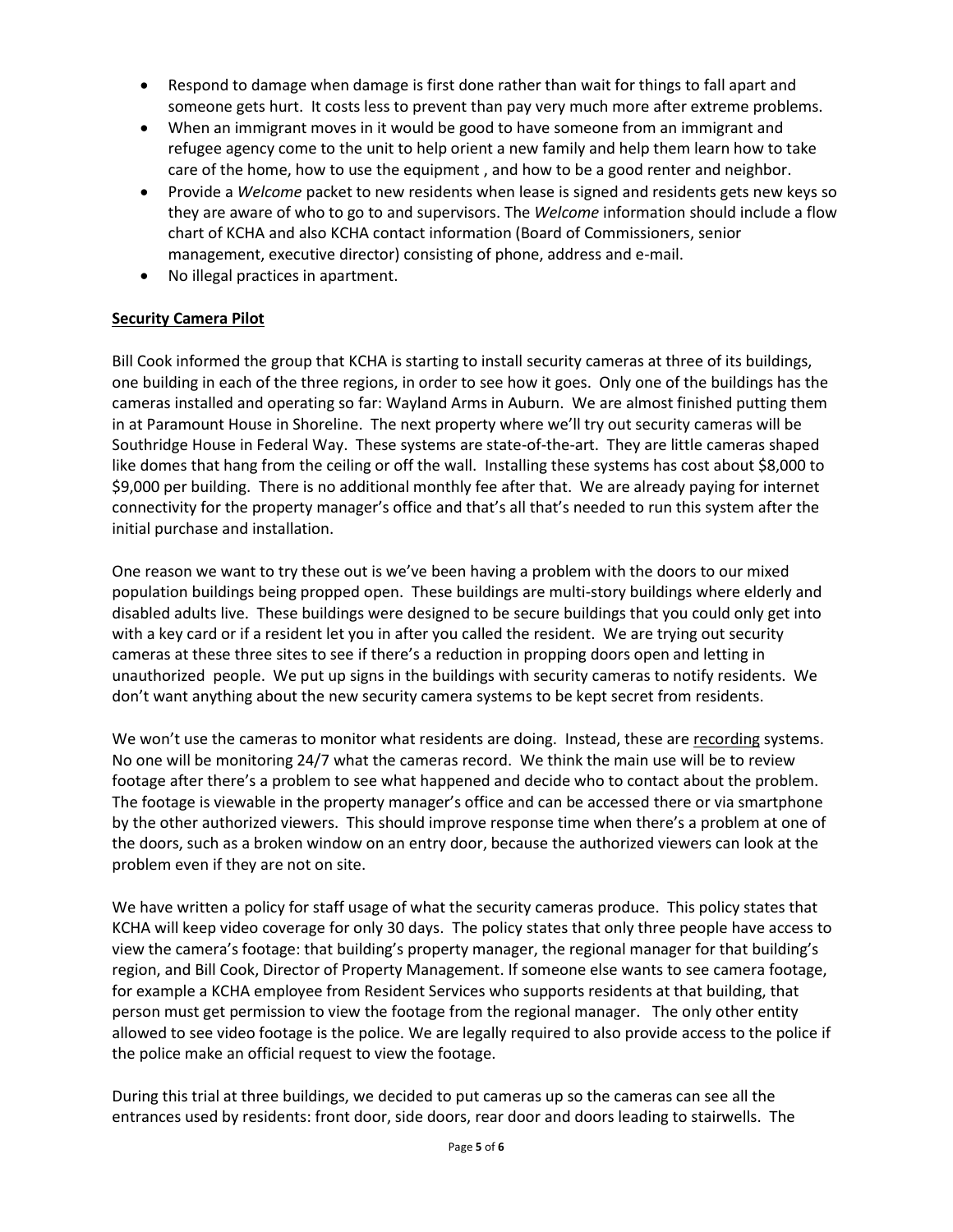- Respond to damage when damage is first done rather than wait for things to fall apart and someone gets hurt. It costs less to prevent than pay very much more after extreme problems.
- When an immigrant moves in it would be good to have someone from an immigrant and refugee agency come to the unit to help orient a new family and help them learn how to take care of the home, how to use the equipment , and how to be a good renter and neighbor.
- Provide a *Welcome* packet to new residents when lease is signed and residents gets new keys so they are aware of who to go to and supervisors. The *Welcome* information should include a flow chart of KCHA and also KCHA contact information (Board of Commissioners, senior management, executive director) consisting of phone, address and e-mail.
- No illegal practices in apartment.

**<u>Security Camera Pilot</u>**

Bill Cook informed the group that KCHA is starting to install security cameras at three of its buildings, one building in each of the three regions, in order to see how it goes. Only one of the buildings has the cameras installed and operating so far: Wayland Arms in Auburn. We are almost finished putting them in at Paramount House in Shoreline. The next property where we'll try out security cameras will be Southridge House in Federal Way. These systems are state-of-the-art. They are little cameras shaped like domes that hang from the ceiling or off the wall. Installing these systems has cost about $8,000 to $9,000 per building. There is no additional monthly fee after that. We are already paying for internet connectivity for the property manager's office and that's all that's needed to run this system after the initial purchase and installation.

One reason we want to try these out is we've been having a problem with the doors to our mixed population buildings being propped open. These buildings are multi-story buildings where elderly and disabled adults live. These buildings were designed to be secure buildings that you could only get into with a key card or if a resident let you in after you called the resident. We are trying out security cameras at these three sites to see if there's a reduction in propping doors open and letting in unauthorized people. We put up signs in the buildings with security cameras to notify residents. We don't want anything about the new security camera systems to be kept secret from residents.

We won't use the cameras to monitor what residents are doing. Instead, these are <u>recording</u> systems. No one will be monitoring 24/7 what the cameras record. We think the main use will be to review footage after there's a problem to see what happened and decide who to contact about the problem. The footage is viewable in the property manager's office and can be accessed there or via smartphone by the other authorized viewers. This should improve response time when there's a problem at one of the doors, such as a broken window on an entry door, because the authorized viewers can look at the problem even if they are not on site.

We have written a policy for staff usage of what the security cameras produce. This policy states that KCHA will keep video coverage for only 30 days. The policy states that only three people have access to view the camera's footage: that building's property manager, the regional manager for that building's region, and Bill Cook, Director of Property Management. If someone else wants to see camera footage, for example a KCHA employee from Resident Services who supports residents at that building, that person must get permission to view the footage from the regional manager. The only other entity allowed to see video footage is the police. We are legally required to also provide access to the police if the police make an official request to view the footage.

During this trial at three buildings, we decided to put cameras up so the cameras can see all the entrances used by residents: front door, side doors, rear door and doors leading to stairwells. The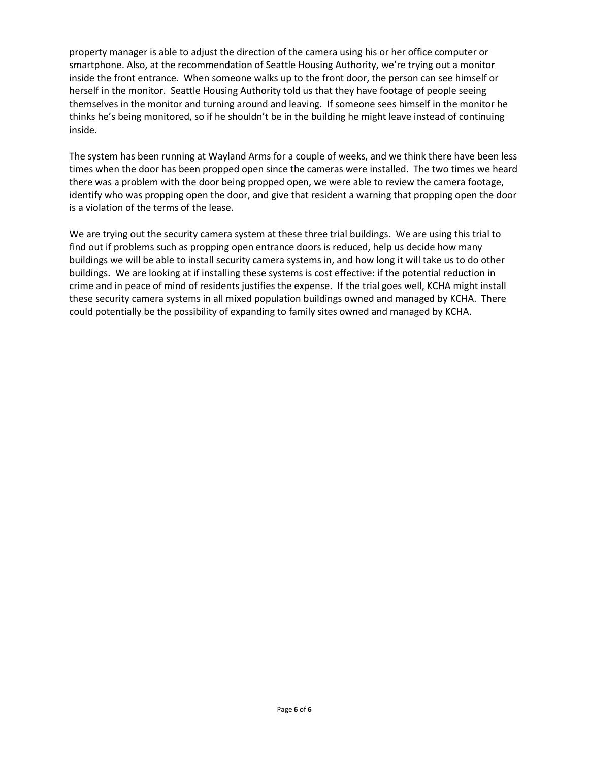property manager is able to adjust the direction of the camera using his or her office computer or smartphone. Also, at the recommendation of Seattle Housing Authority, we're trying out a monitor inside the front entrance. When someone walks up to the front door, the person can see himself or herself in the monitor. Seattle Housing Authority told us that they have footage of people seeing themselves in the monitor and turning around and leaving. If someone sees himself in the monitor he thinks he's being monitored, so if he shouldn't be in the building he might leave instead of continuing inside.

The system has been running at Wayland Arms for a couple of weeks, and we think there have been less times when the door has been propped open since the cameras were installed. The two times we heard there was a problem with the door being propped open, we were able to review the camera footage, identify who was propping open the door, and give that resident a warning that propping open the door is a violation of the terms of the lease.

We are trying out the security camera system at these three trial buildings. We are using this trial to find out if problems such as propping open entrance doors is reduced, help us decide how many buildings we will be able to install security camera systems in, and how long it will take us to do other buildings. We are looking at if installing these systems is cost effective: if the potential reduction in crime and in peace of mind of residents justifies the expense. If the trial goes well, KCHA might install these security camera systems in all mixed population buildings owned and managed by KCHA. There could potentially be the possibility of expanding to family sites owned and managed by KCHA.